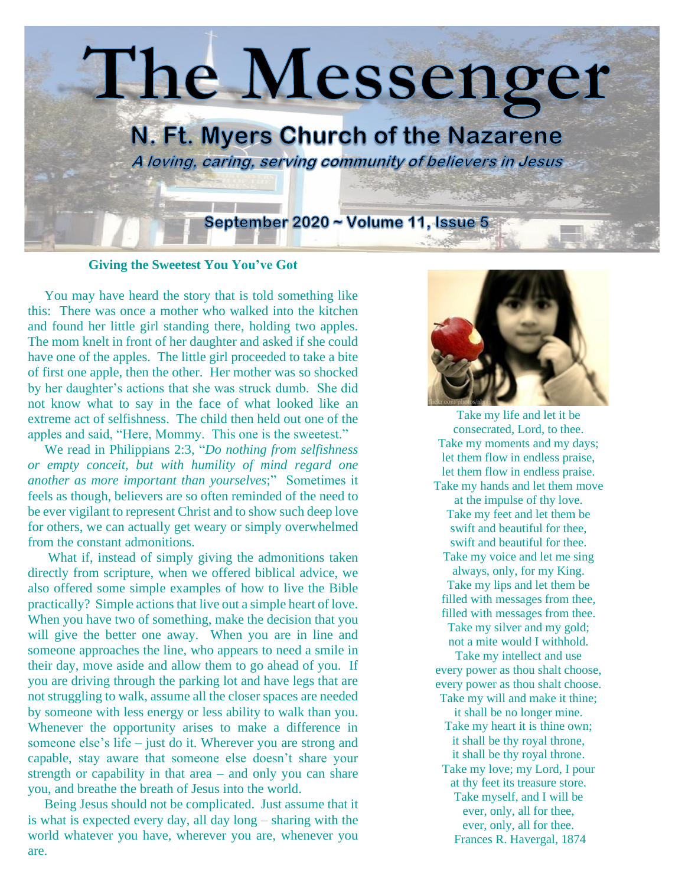# The Messenger

## N. Ft. Myers Church of the Nazarene

*A loving, caring, serving community of believers in Jesus*

**September 2020 ~ Volume 11, Issue 5**

### Giving the Sweetest You You've Got

You may have heard the story that is told something like this: There was once a mother who walked into the kitchen and found her little girl standing there, holding two apples. The mom knelt in front of her daughter and asked if she could have one of the apples. The little girl proceeded to take a bite of first one apple, then the other. Her mother was so shocked by her daughter's actions that she was struck dumb. She did not know what to say in the face of what looked like an extreme act of selfishness. The child then held out one of the apples and said, "Here, Mommy. This one is the sweetest."

We read in Philippians 2:3, "*Do nothing from selfishness or empty conceit, but with humility of mind regard one another as more important than yourselves*;" Sometimes it feels as though, believers are so often reminded of the need to be ever vigilant to represent Christ and to show such deep love for others, we can actually get weary or simply overwhelmed from the constant admonitions.

What if, instead of simply giving the admonitions taken directly from scripture, when we offered biblical advice, we also offered some simple examples of how to live the Bible practically? Simple actions that live out a simple heart of love. When you have two of something, make the decision that you will give the better one away. When you are in line and someone approaches the line, who appears to need a smile in their day, move aside and allow them to go ahead of you. If you are driving through the parking lot and have legs that are not struggling to walk, assume all the closer spaces are needed by someone with less energy or less ability to walk than you. Whenever the opportunity arises to make a difference in someone else's life – just do it. Wherever you are strong and capable, stay aware that someone else doesn't share your strength or capability in that area – and only you can share you, and breathe the breath of Jesus into the world.

Being Jesus should not be complicated. Just assume that it is what is expected every day, all day long – sharing with the world whatever you have, wherever you are, whenever you are.

Take my life and let it be
consecrated, Lord, to thee.
Take my moments and my days;
let them flow in endless praise,
let them flow in endless praise.
Take my hands and let them move
at the impulse of thy love.
Take my feet and let them be
swift and beautiful for thee,
swift and beautiful for thee.
Take my voice and let me sing
always, only, for my King.
Take my lips and let them be
filled with messages from thee,
filled with messages from thee.
Take my silver and my gold;
not a mite would I withhold.
Take my intellect and use
every power as thou shalt choose,
every power as thou shalt choose.
Take my will and make it thine;
it shall be no longer mine.
Take my heart it is thine own;
it shall be thy royal throne,
it shall be thy royal throne.
Take my love; my Lord, I pour
at thy feet its treasure store.
Take myself, and I will be
ever, only, all for thee,
ever, only, all for thee.
Frances R. Havergal, 1874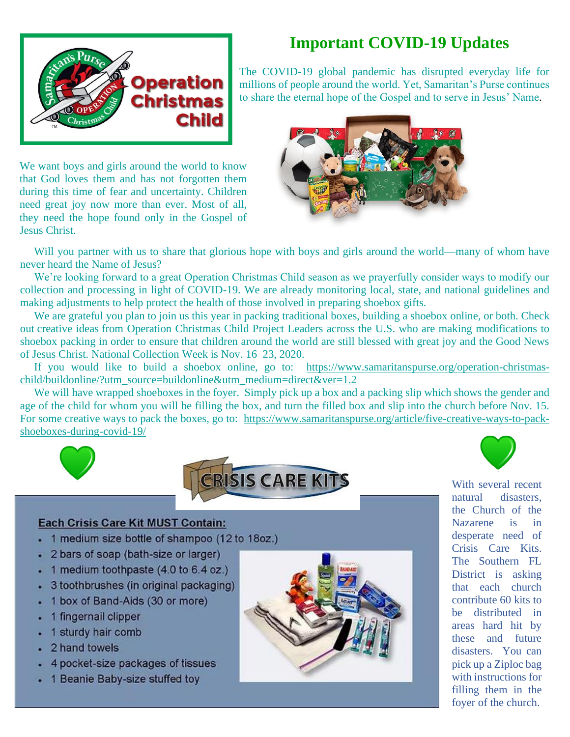Operation Christmas Child

# Important COVID-19 Updates

The COVID-19 global pandemic has disrupted everyday life for millions of people around the world. Yet, Samaritan's Purse continues to share the eternal hope of the Gospel and to serve in Jesus' Name.

We want boys and girls around the world to know that God loves them and has not forgotten them during this time of fear and uncertainty. Children need great joy now more than ever. Most of all, they need the hope found only in the Gospel of Jesus Christ.

Will you partner with us to share that glorious hope with boys and girls around the world—many of whom have never heard the Name of Jesus?

We're looking forward to a great Operation Christmas Child season as we prayerfully consider ways to modify our collection and processing in light of COVID-19. We are already monitoring local, state, and national guidelines and making adjustments to help protect the health of those involved in preparing shoebox gifts.

We are grateful you plan to join us this year in packing traditional boxes, building a shoebox online, or both. Check out creative ideas from Operation Christmas Child Project Leaders across the U.S. who are making modifications to shoebox packing in order to ensure that children around the world are still blessed with great joy and the Good News of Jesus Christ. National Collection Week is Nov. 16–23, 2020.

If you would like to build a shoebox online, go to: https://www.samaritanspurse.org/operation-christmas-child/buildonline/?utm_source=buildonline&utm_medium=direct&ver=1.2

We will have wrapped shoeboxes in the foyer. Simply pick up a box and a packing slip which shows the gender and age of the child for whom you will be filling the box, and turn the filled box and slip into the church before Nov. 15. For some creative ways to pack the boxes, go to: https://www.samaritanspurse.org/article/five-creative-ways-to-pack-shoeboxes-during-covid-19/

## CRISIS CARE KITS

**Each Crisis Care Kit MUST Contain:**

- 1 medium size bottle of shampoo (12 to 18oz.)
- 2 bars of soap (bath-size or larger)
- 1 medium toothpaste (4.0 to 6.4 oz.)
- 3 toothbrushes (in original packaging)
- 1 box of Band-Aids (30 or more)
- 1 fingernail clipper
- 1 sturdy hair comb
- 2 hand towels
- 4 pocket-size packages of tissues
- 1 Beanie Baby-size stuffed toy

With several recent natural disasters, the Church of the Nazarene is in desperate need of Crisis Care Kits. The Southern FL District is asking that each church contribute 60 kits to be distributed in areas hard hit by these and future disasters. You can pick up a Ziploc bag with instructions for filling them in the foyer of the church.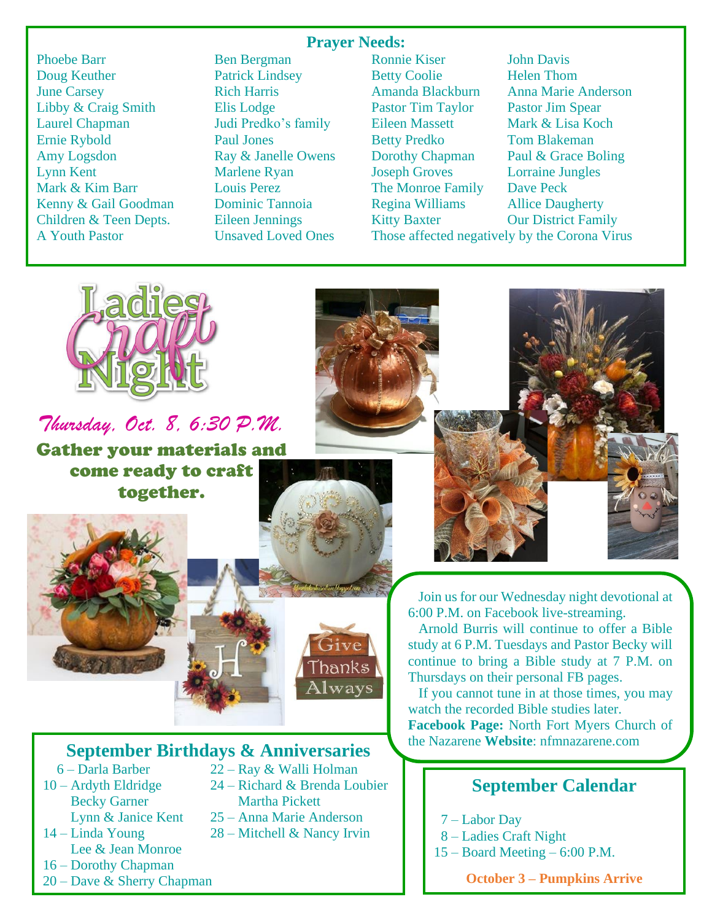## Prayer Needs:

Phoebe Barr
Doug Keuther
June Carsey
Libby & Craig Smith
Laurel Chapman
Ernie Rybold
Amy Logsdon
Lynn Kent
Mark & Kim Barr
Kenny & Gail Goodman
Children & Teen Depts.
A Youth Pastor
Ben Bergman
Patrick Lindsey
Rich Harris
Elis Lodge
Judi Predko's family
Paul Jones
Ray & Janelle Owens
Marlene Ryan
Louis Perez
Dominic Tannoia
Eileen Jennings
Unsaved Loved Ones
Ronnie Kiser
Betty Coolie
Amanda Blackburn
Pastor Tim Taylor
Eileen Massett
Betty Predko
Dorothy Chapman
Joseph Groves
The Monroe Family
Regina Williams
Kitty Baxter
John Davis
Helen Thom
Anna Marie Anderson
Pastor Jim Spear
Mark & Lisa Koch
Tom Blakeman
Paul & Grace Boling
Lorraine Jungles
Dave Peck
Allice Daugherty
Our District Family
Those affected negatively by the Corona Virus

## Ladies Craft Night

*Thursday, Oct. 8, 6:30 P.M.*

**Gather your materials and come ready to craft together.**

Join us for our Wednesday night devotional at 6:00 P.M. on Facebook live-streaming.

Arnold Burris will continue to offer a Bible study at 6 P.M. Tuesdays and Pastor Becky will continue to bring a Bible study at 7 P.M. on Thursdays on their personal FB pages.

If you cannot tune in at those times, you may watch the recorded Bible studies later.

**Facebook Page:** North Fort Myers Church of the Nazarene **Website**: nfmnazarene.com

## September Birthdays & Anniversaries

6 – Darla Barber
10 – Ardyth Eldridge
Becky Garner
Lynn & Janice Kent
14 – Linda Young
Lee & Jean Monroe
16 – Dorothy Chapman
20 – Dave & Sherry Chapman
22 – Ray & Walli Holman
24 – Richard & Brenda Loubier
Martha Pickett
25 – Anna Marie Anderson
28 – Mitchell & Nancy Irvin

## September Calendar

7 – Labor Day
8 – Ladies Craft Night
15 – Board Meeting – 6:00 P.M.

**October 3 – Pumpkins Arrive**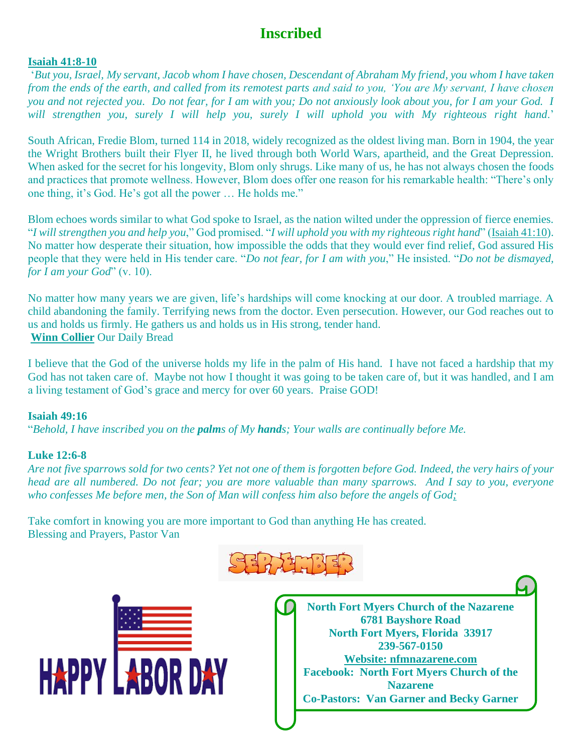# Inscribed

**Isaiah 41:8-10**

'*But you, Israel, My servant, Jacob whom I have chosen, Descendant of Abraham My friend, you whom I have taken from the ends of the earth, and called from its remotest parts and said to you, 'You are My servant, I have chosen you and not rejected you. Do not fear, for I am with you; Do not anxiously look about you, for I am your God. I will strengthen you, surely I will help you, surely I will uphold you with My righteous right hand*.'

South African, Fredie Blom, turned 114 in 2018, widely recognized as the oldest living man. Born in 1904, the year the Wright Brothers built their Flyer II, he lived through both World Wars, apartheid, and the Great Depression. When asked for the secret for his longevity, Blom only shrugs. Like many of us, he has not always chosen the foods and practices that promote wellness. However, Blom does offer one reason for his remarkable health: "There's only one thing, it's God. He's got all the power … He holds me."

Blom echoes words similar to what God spoke to Israel, as the nation wilted under the oppression of fierce enemies. "*I will strengthen you and help you*," God promised. "*I will uphold you with my righteous right hand*" (Isaiah 41:10). No matter how desperate their situation, how impossible the odds that they would ever find relief, God assured His people that they were held in His tender care. "*Do not fear, for I am with you*," He insisted. "*Do not be dismayed, for I am your God*" (v. 10).

No matter how many years we are given, life's hardships will come knocking at our door. A troubled marriage. A child abandoning the family. Terrifying news from the doctor. Even persecution. However, our God reaches out to us and holds us firmly. He gathers us and holds us in His strong, tender hand.
**Winn Collier** Our Daily Bread

I believe that the God of the universe holds my life in the palm of His hand. I have not faced a hardship that my God has not taken care of. Maybe not how I thought it was going to be taken care of, but it was handled, and I am a living testament of God's grace and mercy for over 60 years. Praise GOD!

**Isaiah 49:16**

"*Behold, I have inscribed you on the **palm**s of My **hand**s; Your walls are continually before Me.*

**Luke 12:6-8**

*Are not five sparrows sold for two cents? Yet not one of them is forgotten before God. Indeed, the very hairs of your head are all numbered. Do not fear; you are more valuable than many sparrows. And I say to you, everyone who confesses Me before men, the Son of Man will confess him also before the angels of God;*

Take comfort in knowing you are more important to God than anything He has created.
Blessing and Prayers, Pastor Van

SEPTEMBER

HAPPY LABOR DAY

**North Fort Myers Church of the Nazarene**
**6781 Bayshore Road**
**North Fort Myers, Florida 33917**
**239-567-0150**
**Website: nfmnazarene.com**
**Facebook: North Fort Myers Church of the Nazarene**
**Co-Pastors: Van Garner and Becky Garner**